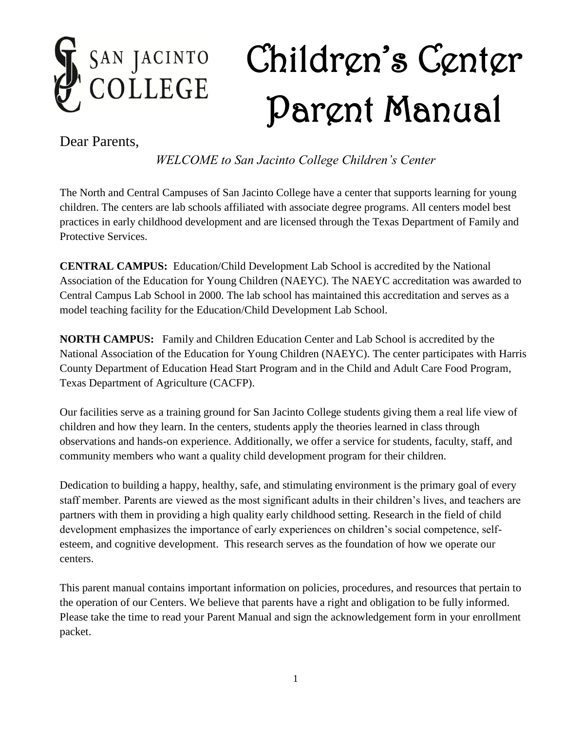SAN JACINTO COLLEGE

# Children's Center Parent Manual

Dear Parents,

*WELCOME to San Jacinto College Children's Center*

The North and Central Campuses of San Jacinto College have a center that supports learning for young children. The centers are lab schools affiliated with associate degree programs. All centers model best practices in early childhood development and are licensed through the Texas Department of Family and Protective Services.

**CENTRAL CAMPUS:** Education/Child Development Lab School is accredited by the National Association of the Education for Young Children (NAEYC). The NAEYC accreditation was awarded to Central Campus Lab School in 2000. The lab school has maintained this accreditation and serves as a model teaching facility for the Education/Child Development Lab School.

**NORTH CAMPUS:** Family and Children Education Center and Lab School is accredited by the National Association of the Education for Young Children (NAEYC). The center participates with Harris County Department of Education Head Start Program and in the Child and Adult Care Food Program, Texas Department of Agriculture (CACFP).

Our facilities serve as a training ground for San Jacinto College students giving them a real life view of children and how they learn. In the centers, students apply the theories learned in class through observations and hands-on experience. Additionally, we offer a service for students, faculty, staff, and community members who want a quality child development program for their children.

Dedication to building a happy, healthy, safe, and stimulating environment is the primary goal of every staff member. Parents are viewed as the most significant adults in their children's lives, and teachers are partners with them in providing a high quality early childhood setting. Research in the field of child development emphasizes the importance of early experiences on children's social competence, self-esteem, and cognitive development. This research serves as the foundation of how we operate our centers.

This parent manual contains important information on policies, procedures, and resources that pertain to the operation of our Centers. We believe that parents have a right and obligation to be fully informed. Please take the time to read your Parent Manual and sign the acknowledgement form in your enrollment packet.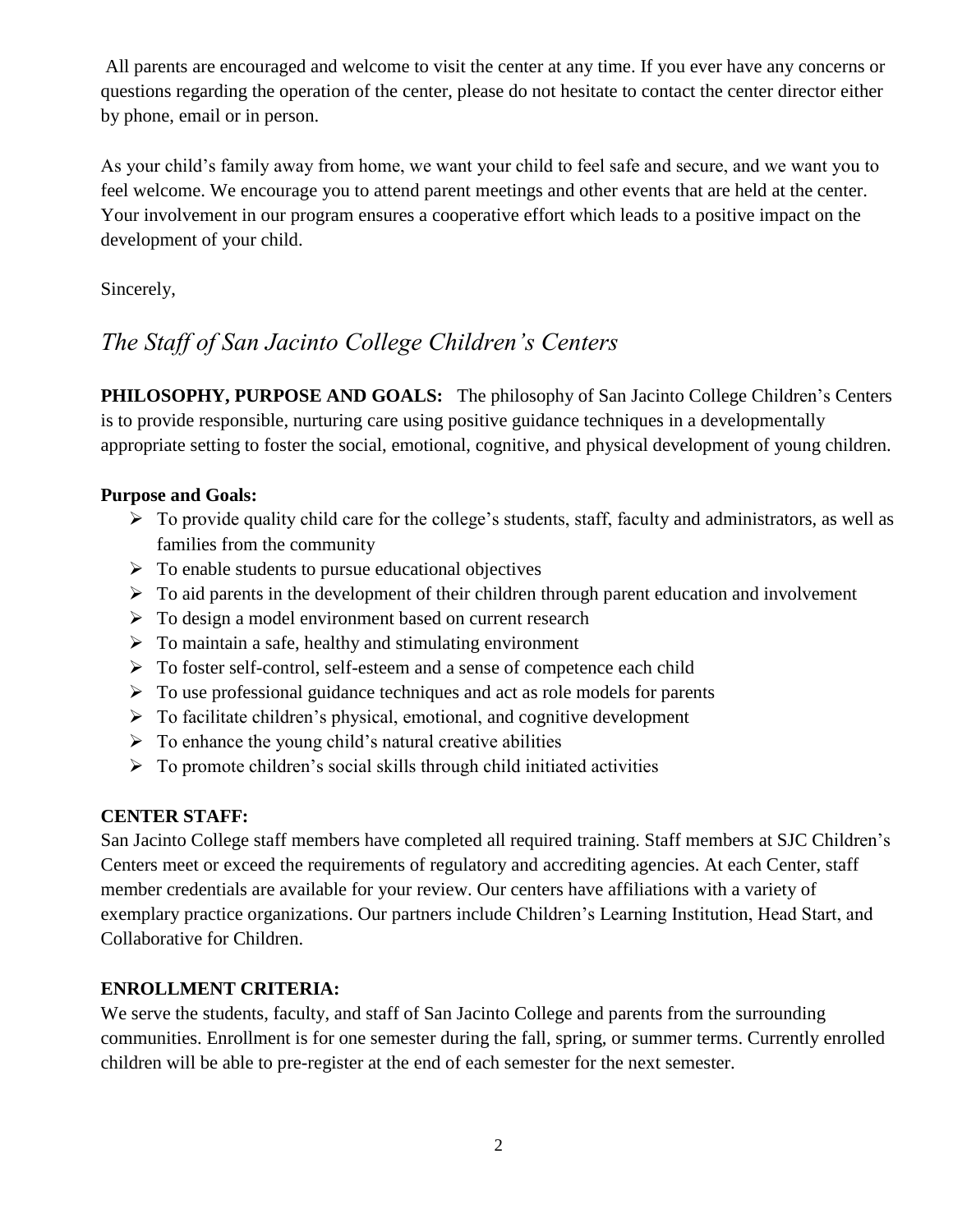All parents are encouraged and welcome to visit the center at any time. If you ever have any concerns or questions regarding the operation of the center, please do not hesitate to contact the center director either by phone, email or in person.

As your child's family away from home, we want your child to feel safe and secure, and we want you to feel welcome. We encourage you to attend parent meetings and other events that are held at the center. Your involvement in our program ensures a cooperative effort which leads to a positive impact on the development of your child.

Sincerely,

*The Staff of San Jacinto College Children's Centers*

**PHILOSOPHY, PURPOSE AND GOALS:** The philosophy of San Jacinto College Children's Centers is to provide responsible, nurturing care using positive guidance techniques in a developmentally appropriate setting to foster the social, emotional, cognitive, and physical development of young children.

**Purpose and Goals:**

- To provide quality child care for the college's students, staff, faculty and administrators, as well as families from the community
- To enable students to pursue educational objectives
- To aid parents in the development of their children through parent education and involvement
- To design a model environment based on current research
- To maintain a safe, healthy and stimulating environment
- To foster self-control, self-esteem and a sense of competence each child
- To use professional guidance techniques and act as role models for parents
- To facilitate children's physical, emotional, and cognitive development
- To enhance the young child's natural creative abilities
- To promote children's social skills through child initiated activities

**CENTER STAFF:**

San Jacinto College staff members have completed all required training. Staff members at SJC Children's Centers meet or exceed the requirements of regulatory and accrediting agencies. At each Center, staff member credentials are available for your review. Our centers have affiliations with a variety of exemplary practice organizations. Our partners include Children's Learning Institution, Head Start, and Collaborative for Children.

**ENROLLMENT CRITERIA:**

We serve the students, faculty, and staff of San Jacinto College and parents from the surrounding communities. Enrollment is for one semester during the fall, spring, or summer terms. Currently enrolled children will be able to pre-register at the end of each semester for the next semester.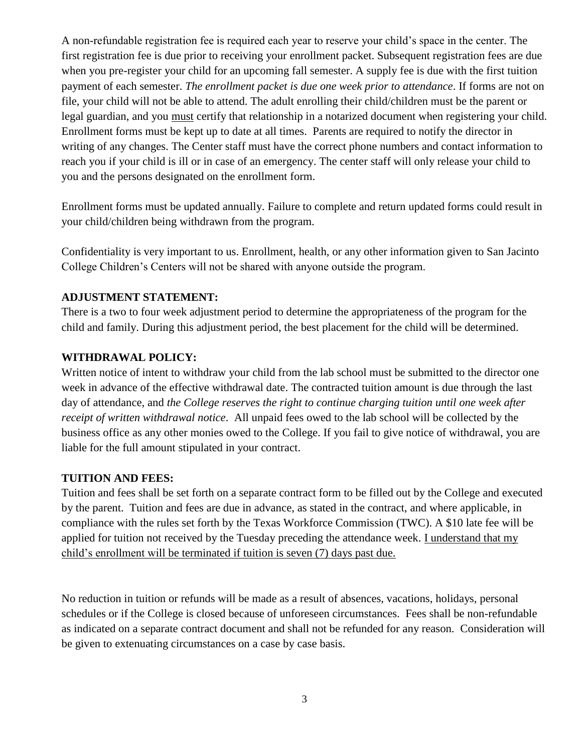A non-refundable registration fee is required each year to reserve your child's space in the center. The first registration fee is due prior to receiving your enrollment packet. Subsequent registration fees are due when you pre-register your child for an upcoming fall semester. A supply fee is due with the first tuition payment of each semester. *The enrollment packet is due one week prior to attendance*. If forms are not on file, your child will not be able to attend. The adult enrolling their child/children must be the parent or legal guardian, and you <u>must</u> certify that relationship in a notarized document when registering your child. Enrollment forms must be kept up to date at all times. Parents are required to notify the director in writing of any changes. The Center staff must have the correct phone numbers and contact information to reach you if your child is ill or in case of an emergency. The center staff will only release your child to you and the persons designated on the enrollment form.

Enrollment forms must be updated annually. Failure to complete and return updated forms could result in your child/children being withdrawn from the program.

Confidentiality is very important to us. Enrollment, health, or any other information given to San Jacinto College Children's Centers will not be shared with anyone outside the program.

**ADJUSTMENT STATEMENT:**

There is a two to four week adjustment period to determine the appropriateness of the program for the child and family. During this adjustment period, the best placement for the child will be determined.

**WITHDRAWAL POLICY:**

Written notice of intent to withdraw your child from the lab school must be submitted to the director one week in advance of the effective withdrawal date. The contracted tuition amount is due through the last day of attendance, and *the College reserves the right to continue charging tuition until one week after receipt of written withdrawal notice*. All unpaid fees owed to the lab school will be collected by the business office as any other monies owed to the College. If you fail to give notice of withdrawal, you are liable for the full amount stipulated in your contract.

**TUITION AND FEES:**

Tuition and fees shall be set forth on a separate contract form to be filled out by the College and executed by the parent. Tuition and fees are due in advance, as stated in the contract, and where applicable, in compliance with the rules set forth by the Texas Workforce Commission (TWC). A $10 late fee will be applied for tuition not received by the Tuesday preceding the attendance week. <u>I understand that my child's enrollment will be terminated if tuition is seven (7) days past due.</u>

No reduction in tuition or refunds will be made as a result of absences, vacations, holidays, personal schedules or if the College is closed because of unforeseen circumstances. Fees shall be non-refundable as indicated on a separate contract document and shall not be refunded for any reason. Consideration will be given to extenuating circumstances on a case by case basis.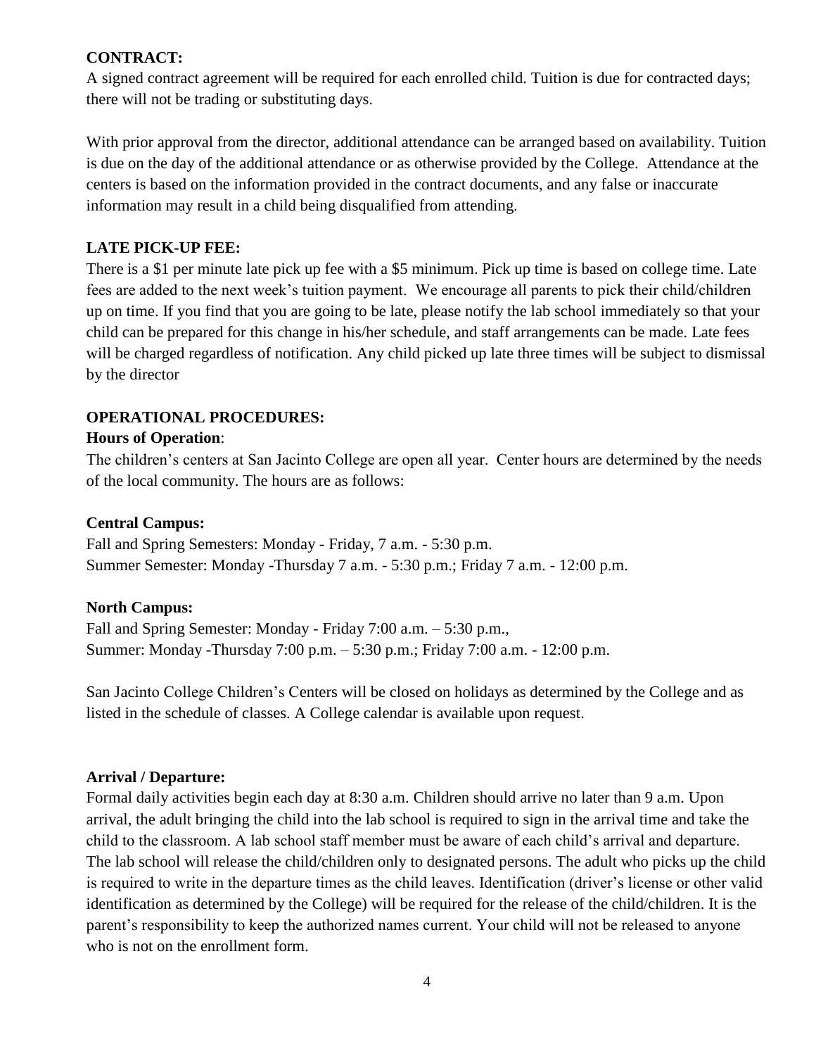**CONTRACT:**

A signed contract agreement will be required for each enrolled child. Tuition is due for contracted days; there will not be trading or substituting days.

With prior approval from the director, additional attendance can be arranged based on availability. Tuition is due on the day of the additional attendance or as otherwise provided by the College. Attendance at the centers is based on the information provided in the contract documents, and any false or inaccurate information may result in a child being disqualified from attending.

**LATE PICK-UP FEE:**

There is a $1 per minute late pick up fee with a $5 minimum. Pick up time is based on college time. Late fees are added to the next week's tuition payment. We encourage all parents to pick their child/children up on time. If you find that you are going to be late, please notify the lab school immediately so that your child can be prepared for this change in his/her schedule, and staff arrangements can be made. Late fees will be charged regardless of notification. Any child picked up late three times will be subject to dismissal by the director

**OPERATIONAL PROCEDURES:**

**Hours of Operation**:

The children's centers at San Jacinto College are open all year. Center hours are determined by the needs of the local community. The hours are as follows:

**Central Campus:**

Fall and Spring Semesters: Monday - Friday, 7 a.m. - 5:30 p.m.
Summer Semester: Monday -Thursday 7 a.m. - 5:30 p.m.; Friday 7 a.m. - 12:00 p.m.

**North Campus:**

Fall and Spring Semester: Monday - Friday 7:00 a.m. – 5:30 p.m.,
Summer: Monday -Thursday 7:00 p.m. – 5:30 p.m.; Friday 7:00 a.m. - 12:00 p.m.

San Jacinto College Children's Centers will be closed on holidays as determined by the College and as listed in the schedule of classes. A College calendar is available upon request.

**Arrival / Departure:**

Formal daily activities begin each day at 8:30 a.m. Children should arrive no later than 9 a.m. Upon arrival, the adult bringing the child into the lab school is required to sign in the arrival time and take the child to the classroom. A lab school staff member must be aware of each child's arrival and departure. The lab school will release the child/children only to designated persons. The adult who picks up the child is required to write in the departure times as the child leaves. Identification (driver's license or other valid identification as determined by the College) will be required for the release of the child/children. It is the parent's responsibility to keep the authorized names current. Your child will not be released to anyone who is not on the enrollment form.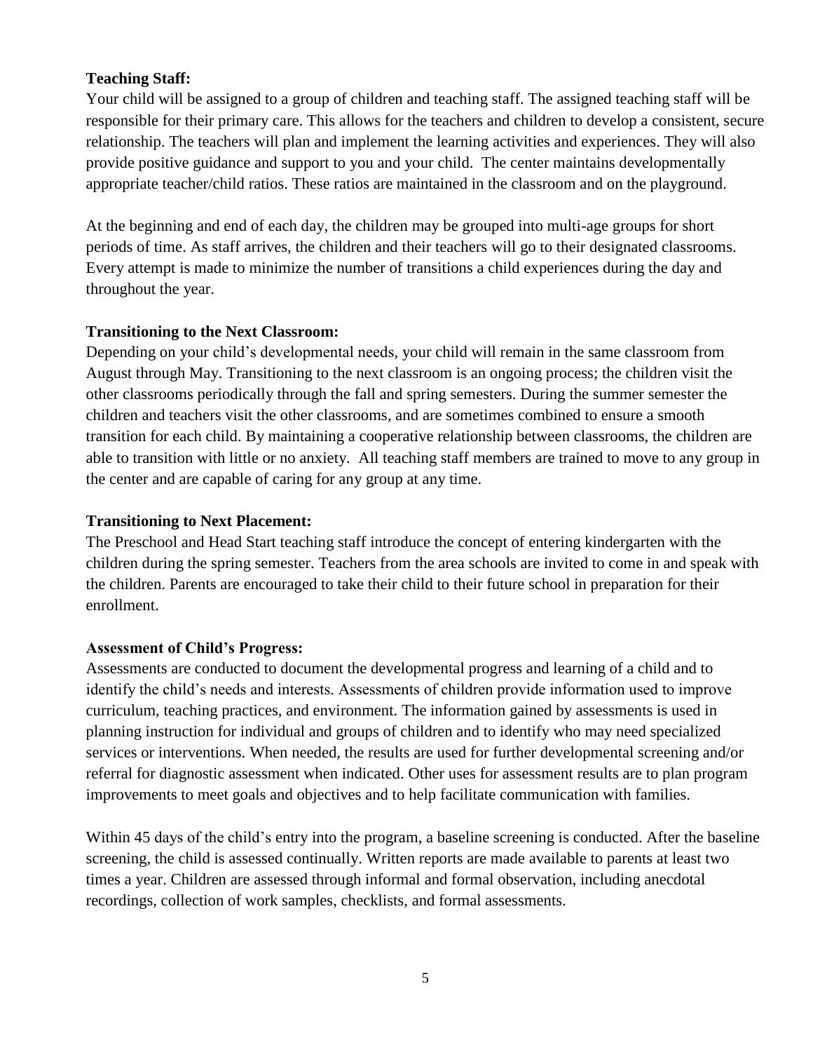**Teaching Staff:**
Your child will be assigned to a group of children and teaching staff. The assigned teaching staff will be responsible for their primary care. This allows for the teachers and children to develop a consistent, secure relationship. The teachers will plan and implement the learning activities and experiences. They will also provide positive guidance and support to you and your child. The center maintains developmentally appropriate teacher/child ratios. These ratios are maintained in the classroom and on the playground.

At the beginning and end of each day, the children may be grouped into multi-age groups for short periods of time. As staff arrives, the children and their teachers will go to their designated classrooms. Every attempt is made to minimize the number of transitions a child experiences during the day and throughout the year.

**Transitioning to the Next Classroom:**
Depending on your child's developmental needs, your child will remain in the same classroom from August through May. Transitioning to the next classroom is an ongoing process; the children visit the other classrooms periodically through the fall and spring semesters. During the summer semester the children and teachers visit the other classrooms, and are sometimes combined to ensure a smooth transition for each child. By maintaining a cooperative relationship between classrooms, the children are able to transition with little or no anxiety. All teaching staff members are trained to move to any group in the center and are capable of caring for any group at any time.

**Transitioning to Next Placement:**
The Preschool and Head Start teaching staff introduce the concept of entering kindergarten with the children during the spring semester. Teachers from the area schools are invited to come in and speak with the children. Parents are encouraged to take their child to their future school in preparation for their enrollment.

**Assessment of Child's Progress:**
Assessments are conducted to document the developmental progress and learning of a child and to identify the child's needs and interests. Assessments of children provide information used to improve curriculum, teaching practices, and environment. The information gained by assessments is used in planning instruction for individual and groups of children and to identify who may need specialized services or interventions. When needed, the results are used for further developmental screening and/or referral for diagnostic assessment when indicated. Other uses for assessment results are to plan program improvements to meet goals and objectives and to help facilitate communication with families.

Within 45 days of the child's entry into the program, a baseline screening is conducted. After the baseline screening, the child is assessed continually. Written reports are made available to parents at least two times a year. Children are assessed through informal and formal observation, including anecdotal recordings, collection of work samples, checklists, and formal assessments.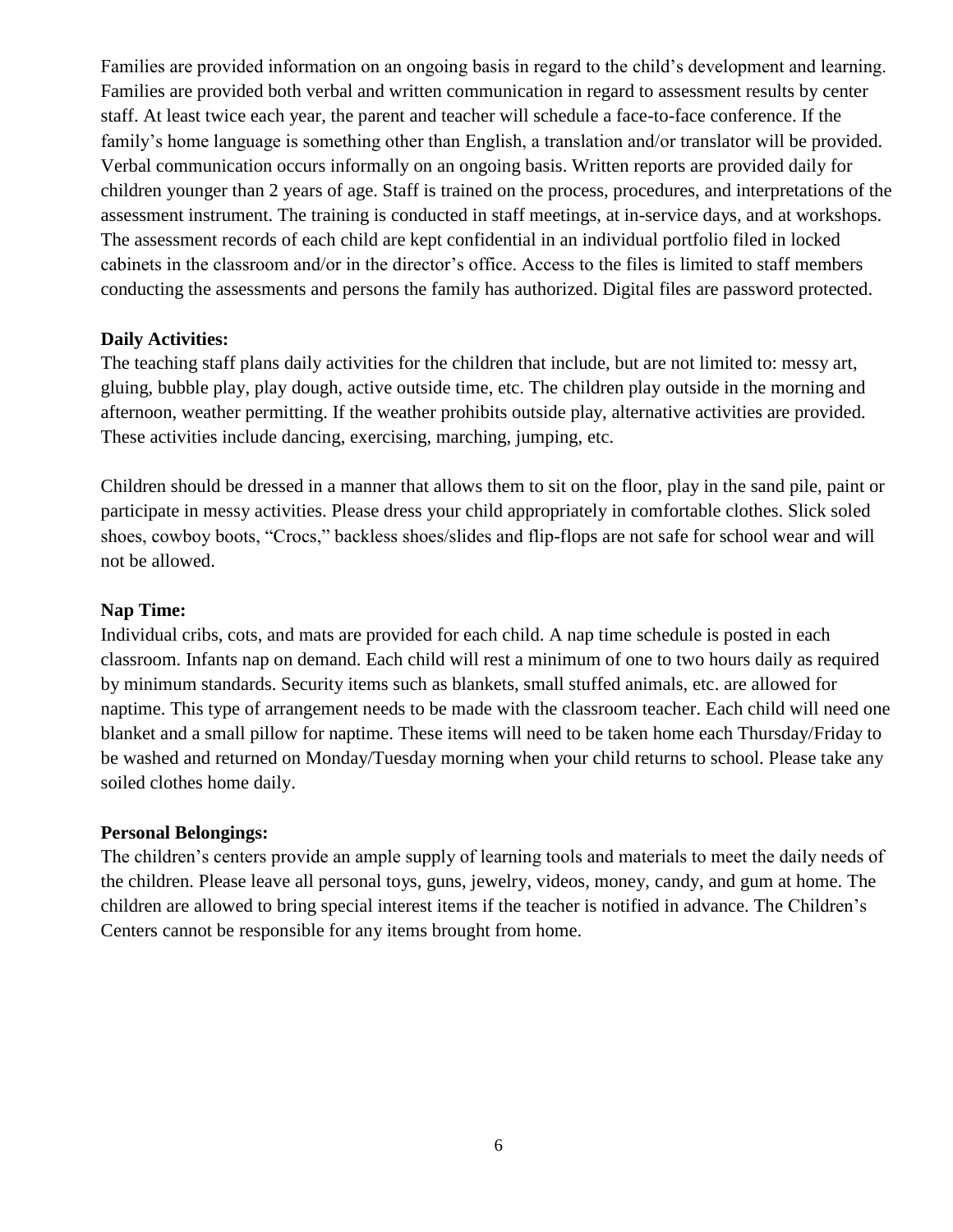Families are provided information on an ongoing basis in regard to the child's development and learning. Families are provided both verbal and written communication in regard to assessment results by center staff. At least twice each year, the parent and teacher will schedule a face-to-face conference. If the family's home language is something other than English, a translation and/or translator will be provided. Verbal communication occurs informally on an ongoing basis. Written reports are provided daily for children younger than 2 years of age. Staff is trained on the process, procedures, and interpretations of the assessment instrument. The training is conducted in staff meetings, at in-service days, and at workshops. The assessment records of each child are kept confidential in an individual portfolio filed in locked cabinets in the classroom and/or in the director's office. Access to the files is limited to staff members conducting the assessments and persons the family has authorized. Digital files are password protected.

**Daily Activities:**

The teaching staff plans daily activities for the children that include, but are not limited to: messy art, gluing, bubble play, play dough, active outside time, etc. The children play outside in the morning and afternoon, weather permitting. If the weather prohibits outside play, alternative activities are provided. These activities include dancing, exercising, marching, jumping, etc.

Children should be dressed in a manner that allows them to sit on the floor, play in the sand pile, paint or participate in messy activities. Please dress your child appropriately in comfortable clothes. Slick soled shoes, cowboy boots, "Crocs," backless shoes/slides and flip-flops are not safe for school wear and will not be allowed.

**Nap Time:**

Individual cribs, cots, and mats are provided for each child. A nap time schedule is posted in each classroom. Infants nap on demand. Each child will rest a minimum of one to two hours daily as required by minimum standards. Security items such as blankets, small stuffed animals, etc. are allowed for naptime. This type of arrangement needs to be made with the classroom teacher. Each child will need one blanket and a small pillow for naptime. These items will need to be taken home each Thursday/Friday to be washed and returned on Monday/Tuesday morning when your child returns to school. Please take any soiled clothes home daily.

**Personal Belongings:**

The children's centers provide an ample supply of learning tools and materials to meet the daily needs of the children. Please leave all personal toys, guns, jewelry, videos, money, candy, and gum at home. The children are allowed to bring special interest items if the teacher is notified in advance. The Children's Centers cannot be responsible for any items brought from home.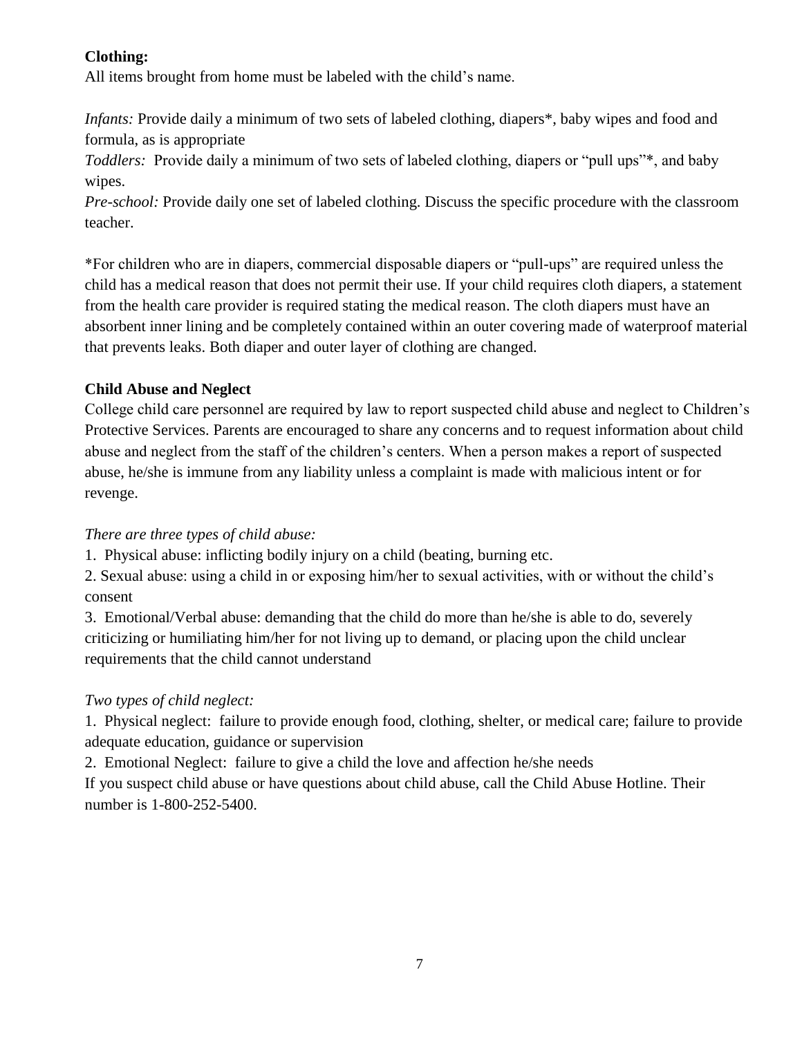**Clothing:**

All items brought from home must be labeled with the child's name.

*Infants:* Provide daily a minimum of two sets of labeled clothing, diapers*, baby wipes and food and formula, as is appropriate

*Toddlers:* Provide daily a minimum of two sets of labeled clothing, diapers or "pull ups"*, and baby wipes.

*Pre-school:* Provide daily one set of labeled clothing. Discuss the specific procedure with the classroom teacher.

*For children who are in diapers, commercial disposable diapers or "pull-ups" are required unless the child has a medical reason that does not permit their use. If your child requires cloth diapers, a statement from the health care provider is required stating the medical reason. The cloth diapers must have an absorbent inner lining and be completely contained within an outer covering made of waterproof material that prevents leaks. Both diaper and outer layer of clothing are changed.

**Child Abuse and Neglect**

College child care personnel are required by law to report suspected child abuse and neglect to Children's Protective Services. Parents are encouraged to share any concerns and to request information about child abuse and neglect from the staff of the children's centers. When a person makes a report of suspected abuse, he/she is immune from any liability unless a complaint is made with malicious intent or for revenge.

*There are three types of child abuse:*

1. Physical abuse: inflicting bodily injury on a child (beating, burning etc.
2. Sexual abuse: using a child in or exposing him/her to sexual activities, with or without the child's consent
3. Emotional/Verbal abuse: demanding that the child do more than he/she is able to do, severely criticizing or humiliating him/her for not living up to demand, or placing upon the child unclear requirements that the child cannot understand

*Two types of child neglect:*

1. Physical neglect: failure to provide enough food, clothing, shelter, or medical care; failure to provide adequate education, guidance or supervision
2. Emotional Neglect: failure to give a child the love and affection he/she needs

If you suspect child abuse or have questions about child abuse, call the Child Abuse Hotline. Their number is 1-800-252-5400.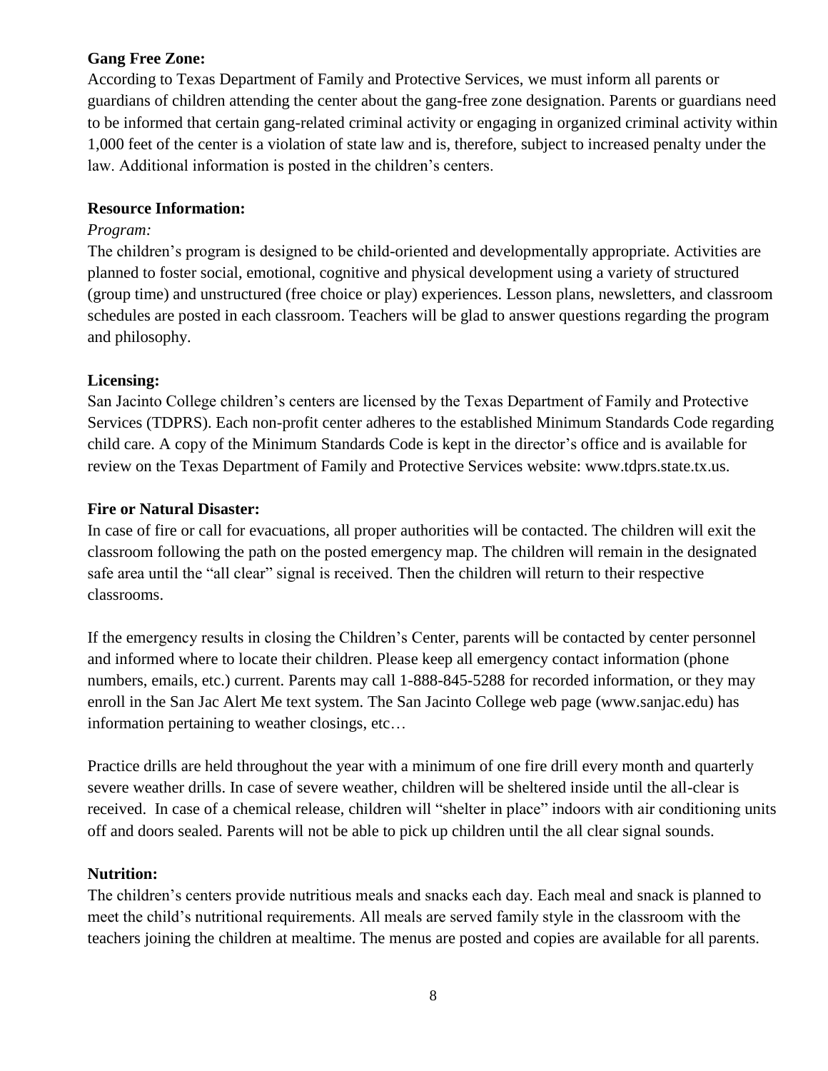**Gang Free Zone:**

According to Texas Department of Family and Protective Services, we must inform all parents or guardians of children attending the center about the gang-free zone designation. Parents or guardians need to be informed that certain gang-related criminal activity or engaging in organized criminal activity within 1,000 feet of the center is a violation of state law and is, therefore, subject to increased penalty under the law. Additional information is posted in the children's centers.

**Resource Information:**

*Program:*

The children's program is designed to be child-oriented and developmentally appropriate. Activities are planned to foster social, emotional, cognitive and physical development using a variety of structured (group time) and unstructured (free choice or play) experiences. Lesson plans, newsletters, and classroom schedules are posted in each classroom. Teachers will be glad to answer questions regarding the program and philosophy.

**Licensing:**

San Jacinto College children's centers are licensed by the Texas Department of Family and Protective Services (TDPRS). Each non-profit center adheres to the established Minimum Standards Code regarding child care. A copy of the Minimum Standards Code is kept in the director's office and is available for review on the Texas Department of Family and Protective Services website: www.tdprs.state.tx.us.

**Fire or Natural Disaster:**

In case of fire or call for evacuations, all proper authorities will be contacted. The children will exit the classroom following the path on the posted emergency map. The children will remain in the designated safe area until the "all clear" signal is received. Then the children will return to their respective classrooms.

If the emergency results in closing the Children's Center, parents will be contacted by center personnel and informed where to locate their children. Please keep all emergency contact information (phone numbers, emails, etc.) current. Parents may call 1-888-845-5288 for recorded information, or they may enroll in the San Jac Alert Me text system. The San Jacinto College web page (www.sanjac.edu) has information pertaining to weather closings, etc…

Practice drills are held throughout the year with a minimum of one fire drill every month and quarterly severe weather drills. In case of severe weather, children will be sheltered inside until the all-clear is received. In case of a chemical release, children will "shelter in place" indoors with air conditioning units off and doors sealed. Parents will not be able to pick up children until the all clear signal sounds.

**Nutrition:**

The children's centers provide nutritious meals and snacks each day. Each meal and snack is planned to meet the child's nutritional requirements. All meals are served family style in the classroom with the teachers joining the children at mealtime. The menus are posted and copies are available for all parents.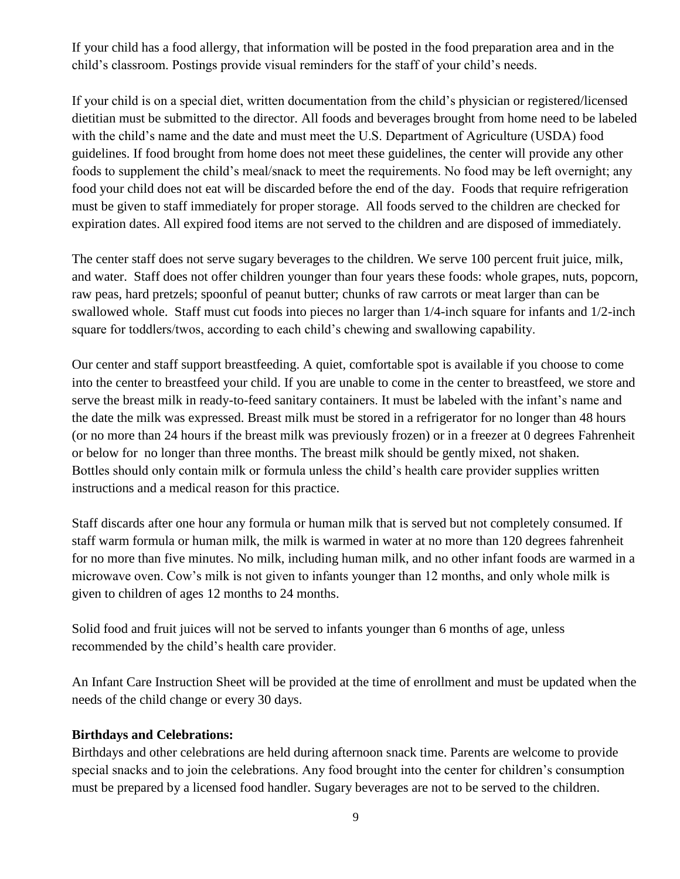If your child has a food allergy, that information will be posted in the food preparation area and in the child's classroom. Postings provide visual reminders for the staff of your child's needs.

If your child is on a special diet, written documentation from the child's physician or registered/licensed dietitian must be submitted to the director. All foods and beverages brought from home need to be labeled with the child's name and the date and must meet the U.S. Department of Agriculture (USDA) food guidelines. If food brought from home does not meet these guidelines, the center will provide any other foods to supplement the child's meal/snack to meet the requirements. No food may be left overnight; any food your child does not eat will be discarded before the end of the day. Foods that require refrigeration must be given to staff immediately for proper storage. All foods served to the children are checked for expiration dates. All expired food items are not served to the children and are disposed of immediately.

The center staff does not serve sugary beverages to the children. We serve 100 percent fruit juice, milk, and water. Staff does not offer children younger than four years these foods: whole grapes, nuts, popcorn, raw peas, hard pretzels; spoonful of peanut butter; chunks of raw carrots or meat larger than can be swallowed whole. Staff must cut foods into pieces no larger than 1/4-inch square for infants and 1/2-inch square for toddlers/twos, according to each child's chewing and swallowing capability.

Our center and staff support breastfeeding. A quiet, comfortable spot is available if you choose to come into the center to breastfeed your child. If you are unable to come in the center to breastfeed, we store and serve the breast milk in ready-to-feed sanitary containers. It must be labeled with the infant's name and the date the milk was expressed. Breast milk must be stored in a refrigerator for no longer than 48 hours (or no more than 24 hours if the breast milk was previously frozen) or in a freezer at 0 degrees Fahrenheit or below for no longer than three months. The breast milk should be gently mixed, not shaken. Bottles should only contain milk or formula unless the child's health care provider supplies written instructions and a medical reason for this practice.

Staff discards after one hour any formula or human milk that is served but not completely consumed. If staff warm formula or human milk, the milk is warmed in water at no more than 120 degrees fahrenheit for no more than five minutes. No milk, including human milk, and no other infant foods are warmed in a microwave oven. Cow's milk is not given to infants younger than 12 months, and only whole milk is given to children of ages 12 months to 24 months.

Solid food and fruit juices will not be served to infants younger than 6 months of age, unless recommended by the child's health care provider.

An Infant Care Instruction Sheet will be provided at the time of enrollment and must be updated when the needs of the child change or every 30 days.

**Birthdays and Celebrations:**

Birthdays and other celebrations are held during afternoon snack time. Parents are welcome to provide special snacks and to join the celebrations. Any food brought into the center for children's consumption must be prepared by a licensed food handler. Sugary beverages are not to be served to the children.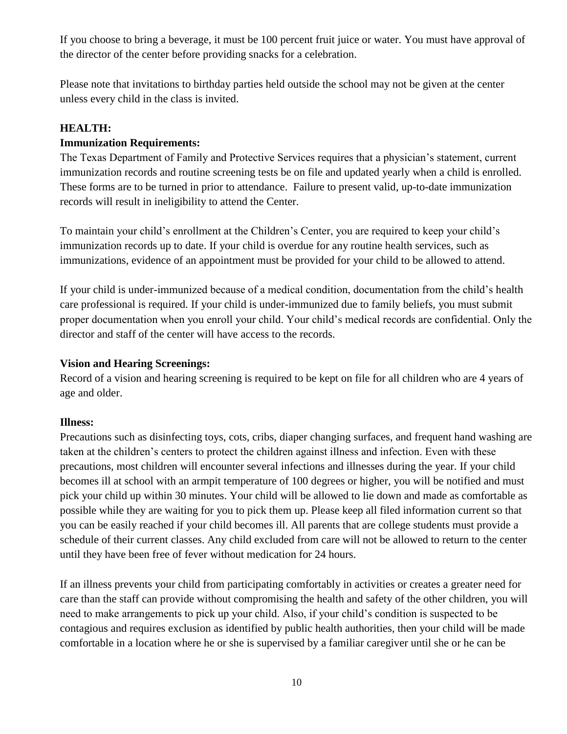If you choose to bring a beverage, it must be 100 percent fruit juice or water. You must have approval of the director of the center before providing snacks for a celebration.

Please note that invitations to birthday parties held outside the school may not be given at the center unless every child in the class is invited.

**HEALTH:**

**Immunization Requirements:**

The Texas Department of Family and Protective Services requires that a physician's statement, current immunization records and routine screening tests be on file and updated yearly when a child is enrolled. These forms are to be turned in prior to attendance. Failure to present valid, up-to-date immunization records will result in ineligibility to attend the Center.

To maintain your child's enrollment at the Children's Center, you are required to keep your child's immunization records up to date. If your child is overdue for any routine health services, such as immunizations, evidence of an appointment must be provided for your child to be allowed to attend.

If your child is under-immunized because of a medical condition, documentation from the child's health care professional is required. If your child is under-immunized due to family beliefs, you must submit proper documentation when you enroll your child. Your child's medical records are confidential. Only the director and staff of the center will have access to the records.

**Vision and Hearing Screenings:**

Record of a vision and hearing screening is required to be kept on file for all children who are 4 years of age and older.

**Illness:**

Precautions such as disinfecting toys, cots, cribs, diaper changing surfaces, and frequent hand washing are taken at the children's centers to protect the children against illness and infection. Even with these precautions, most children will encounter several infections and illnesses during the year. If your child becomes ill at school with an armpit temperature of 100 degrees or higher, you will be notified and must pick your child up within 30 minutes. Your child will be allowed to lie down and made as comfortable as possible while they are waiting for you to pick them up. Please keep all filed information current so that you can be easily reached if your child becomes ill. All parents that are college students must provide a schedule of their current classes. Any child excluded from care will not be allowed to return to the center until they have been free of fever without medication for 24 hours.

If an illness prevents your child from participating comfortably in activities or creates a greater need for care than the staff can provide without compromising the health and safety of the other children, you will need to make arrangements to pick up your child. Also, if your child's condition is suspected to be contagious and requires exclusion as identified by public health authorities, then your child will be made comfortable in a location where he or she is supervised by a familiar caregiver until she or he can be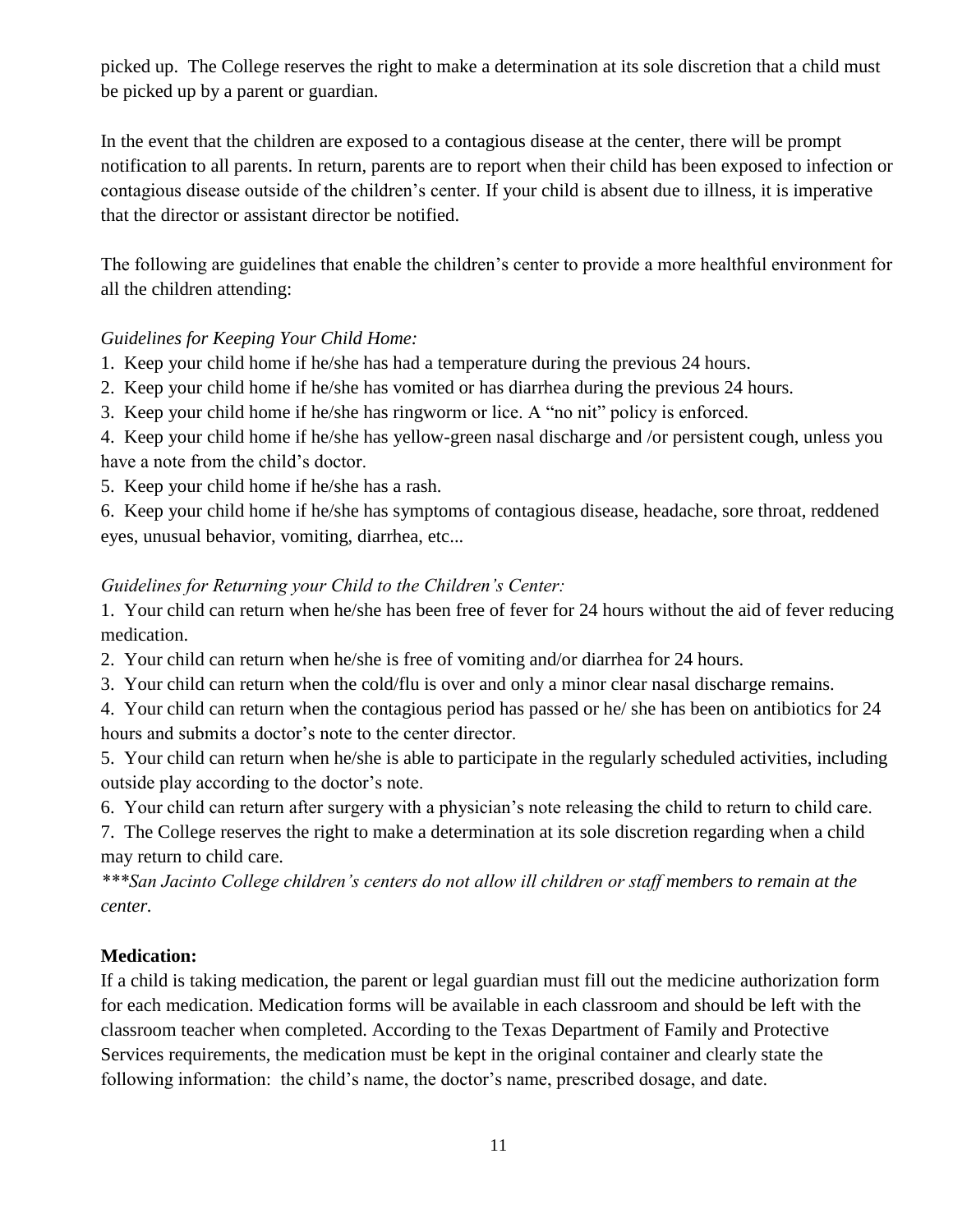picked up. The College reserves the right to make a determination at its sole discretion that a child must be picked up by a parent or guardian.

In the event that the children are exposed to a contagious disease at the center, there will be prompt notification to all parents. In return, parents are to report when their child has been exposed to infection or contagious disease outside of the children's center. If your child is absent due to illness, it is imperative that the director or assistant director be notified.

The following are guidelines that enable the children's center to provide a more healthful environment for all the children attending:

*Guidelines for Keeping Your Child Home:*

1. Keep your child home if he/she has had a temperature during the previous 24 hours.
2. Keep your child home if he/she has vomited or has diarrhea during the previous 24 hours.
3. Keep your child home if he/she has ringworm or lice. A "no nit" policy is enforced.
4. Keep your child home if he/she has yellow-green nasal discharge and /or persistent cough, unless you have a note from the child's doctor.
5. Keep your child home if he/she has a rash.
6. Keep your child home if he/she has symptoms of contagious disease, headache, sore throat, reddened eyes, unusual behavior, vomiting, diarrhea, etc...

*Guidelines for Returning your Child to the Children's Center:*

1. Your child can return when he/she has been free of fever for 24 hours without the aid of fever reducing medication.
2. Your child can return when he/she is free of vomiting and/or diarrhea for 24 hours.
3. Your child can return when the cold/flu is over and only a minor clear nasal discharge remains.
4. Your child can return when the contagious period has passed or he/ she has been on antibiotics for 24 hours and submits a doctor's note to the center director.
5. Your child can return when he/she is able to participate in the regularly scheduled activities, including outside play according to the doctor's note.
6. Your child can return after surgery with a physician's note releasing the child to return to child care.
7. The College reserves the right to make a determination at its sole discretion regarding when a child may return to child care.

****San Jacinto College children's centers do not allow ill children or staff members to remain at the center.*

**Medication:**

If a child is taking medication, the parent or legal guardian must fill out the medicine authorization form for each medication. Medication forms will be available in each classroom and should be left with the classroom teacher when completed. According to the Texas Department of Family and Protective Services requirements, the medication must be kept in the original container and clearly state the following information: the child's name, the doctor's name, prescribed dosage, and date.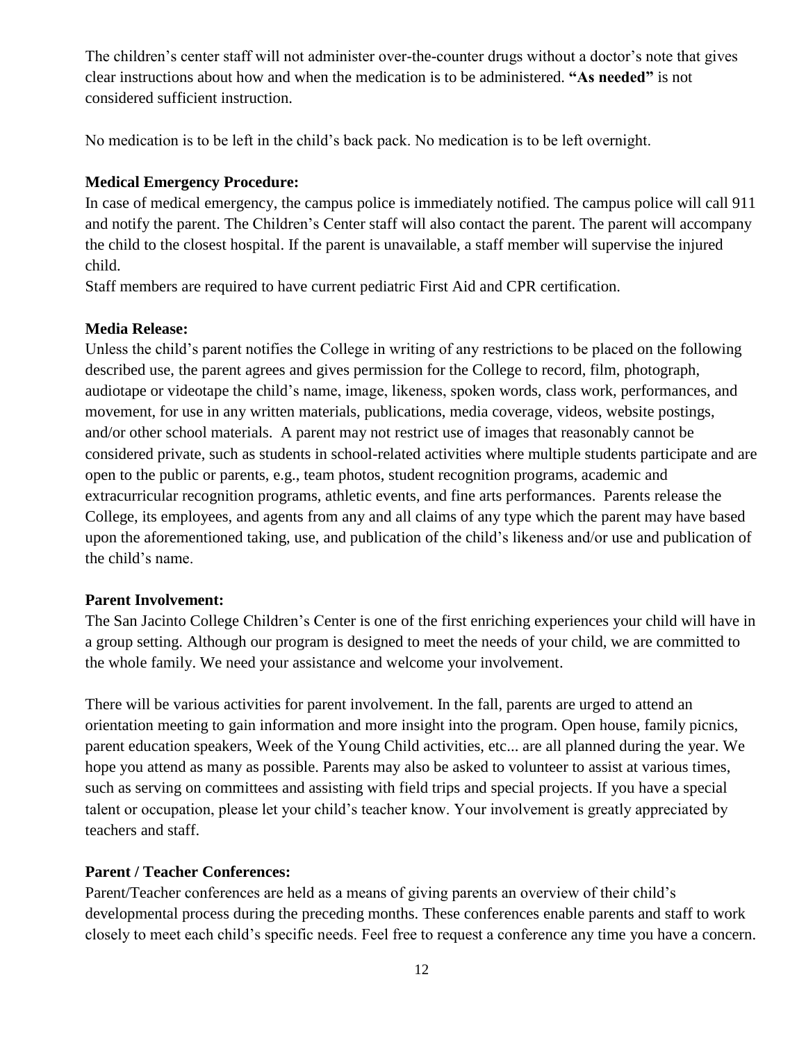The children's center staff will not administer over-the-counter drugs without a doctor's note that gives clear instructions about how and when the medication is to be administered. **"As needed"** is not considered sufficient instruction.

No medication is to be left in the child's back pack. No medication is to be left overnight.

**Medical Emergency Procedure:**

In case of medical emergency, the campus police is immediately notified. The campus police will call 911 and notify the parent. The Children's Center staff will also contact the parent. The parent will accompany the child to the closest hospital. If the parent is unavailable, a staff member will supervise the injured child.

Staff members are required to have current pediatric First Aid and CPR certification.

**Media Release:**

Unless the child's parent notifies the College in writing of any restrictions to be placed on the following described use, the parent agrees and gives permission for the College to record, film, photograph, audiotape or videotape the child's name, image, likeness, spoken words, class work, performances, and movement, for use in any written materials, publications, media coverage, videos, website postings, and/or other school materials. A parent may not restrict use of images that reasonably cannot be considered private, such as students in school-related activities where multiple students participate and are open to the public or parents, e.g., team photos, student recognition programs, academic and extracurricular recognition programs, athletic events, and fine arts performances. Parents release the College, its employees, and agents from any and all claims of any type which the parent may have based upon the aforementioned taking, use, and publication of the child's likeness and/or use and publication of the child's name.

**Parent Involvement:**

The San Jacinto College Children's Center is one of the first enriching experiences your child will have in a group setting. Although our program is designed to meet the needs of your child, we are committed to the whole family. We need your assistance and welcome your involvement.

There will be various activities for parent involvement. In the fall, parents are urged to attend an orientation meeting to gain information and more insight into the program. Open house, family picnics, parent education speakers, Week of the Young Child activities, etc... are all planned during the year. We hope you attend as many as possible. Parents may also be asked to volunteer to assist at various times, such as serving on committees and assisting with field trips and special projects. If you have a special talent or occupation, please let your child's teacher know. Your involvement is greatly appreciated by teachers and staff.

**Parent / Teacher Conferences:**

Parent/Teacher conferences are held as a means of giving parents an overview of their child's developmental process during the preceding months. These conferences enable parents and staff to work closely to meet each child's specific needs. Feel free to request a conference any time you have a concern.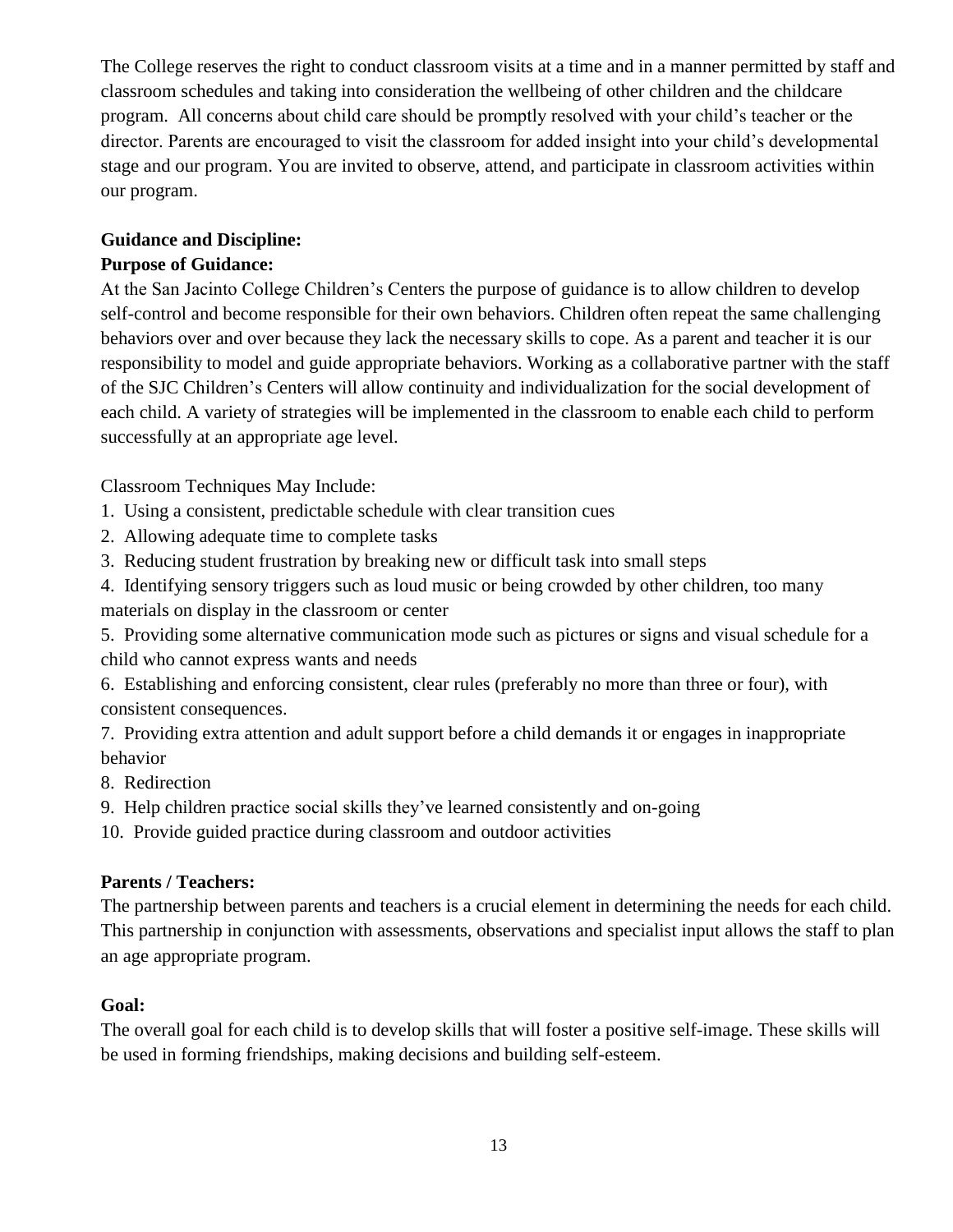The College reserves the right to conduct classroom visits at a time and in a manner permitted by staff and classroom schedules and taking into consideration the wellbeing of other children and the childcare program. All concerns about child care should be promptly resolved with your child's teacher or the director. Parents are encouraged to visit the classroom for added insight into your child's developmental stage and our program. You are invited to observe, attend, and participate in classroom activities within our program.

**Guidance and Discipline:**

**Purpose of Guidance:**

At the San Jacinto College Children's Centers the purpose of guidance is to allow children to develop self-control and become responsible for their own behaviors. Children often repeat the same challenging behaviors over and over because they lack the necessary skills to cope. As a parent and teacher it is our responsibility to model and guide appropriate behaviors. Working as a collaborative partner with the staff of the SJC Children's Centers will allow continuity and individualization for the social development of each child. A variety of strategies will be implemented in the classroom to enable each child to perform successfully at an appropriate age level.

Classroom Techniques May Include:

1. Using a consistent, predictable schedule with clear transition cues
2. Allowing adequate time to complete tasks
3. Reducing student frustration by breaking new or difficult task into small steps
4. Identifying sensory triggers such as loud music or being crowded by other children, too many materials on display in the classroom or center
5. Providing some alternative communication mode such as pictures or signs and visual schedule for a child who cannot express wants and needs
6. Establishing and enforcing consistent, clear rules (preferably no more than three or four), with consistent consequences.
7. Providing extra attention and adult support before a child demands it or engages in inappropriate behavior
8. Redirection
9. Help children practice social skills they've learned consistently and on-going
10. Provide guided practice during classroom and outdoor activities

**Parents / Teachers:**

The partnership between parents and teachers is a crucial element in determining the needs for each child. This partnership in conjunction with assessments, observations and specialist input allows the staff to plan an age appropriate program.

**Goal:**

The overall goal for each child is to develop skills that will foster a positive self-image. These skills will be used in forming friendships, making decisions and building self-esteem.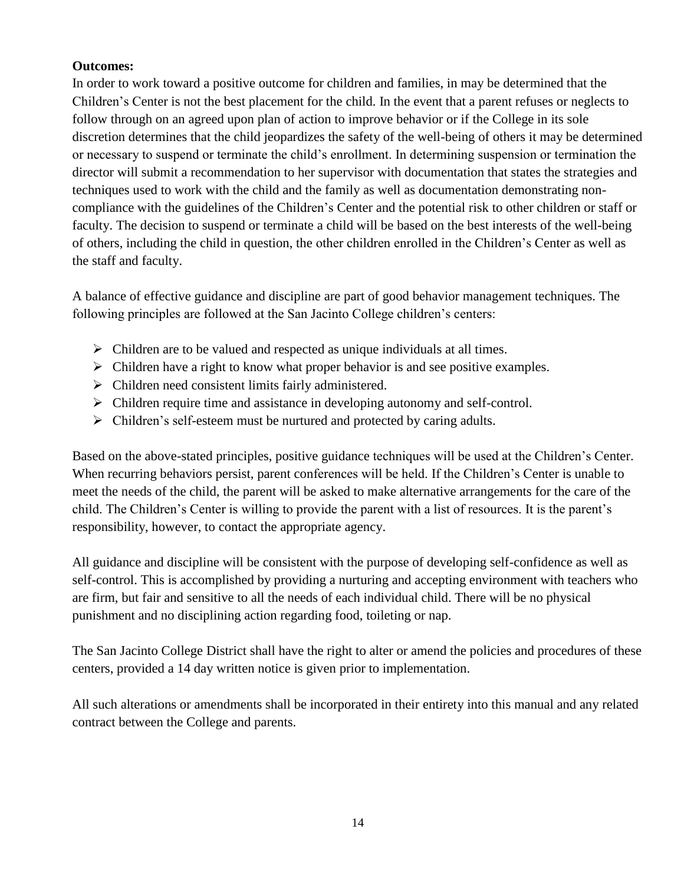**Outcomes:**

In order to work toward a positive outcome for children and families, in may be determined that the Children's Center is not the best placement for the child. In the event that a parent refuses or neglects to follow through on an agreed upon plan of action to improve behavior or if the College in its sole discretion determines that the child jeopardizes the safety of the well-being of others it may be determined or necessary to suspend or terminate the child's enrollment. In determining suspension or termination the director will submit a recommendation to her supervisor with documentation that states the strategies and techniques used to work with the child and the family as well as documentation demonstrating non-compliance with the guidelines of the Children's Center and the potential risk to other children or staff or faculty. The decision to suspend or terminate a child will be based on the best interests of the well-being of others, including the child in question, the other children enrolled in the Children's Center as well as the staff and faculty.

A balance of effective guidance and discipline are part of good behavior management techniques. The following principles are followed at the San Jacinto College children's centers:

- Children are to be valued and respected as unique individuals at all times.
- Children have a right to know what proper behavior is and see positive examples.
- Children need consistent limits fairly administered.
- Children require time and assistance in developing autonomy and self-control.
- Children's self-esteem must be nurtured and protected by caring adults.

Based on the above-stated principles, positive guidance techniques will be used at the Children's Center. When recurring behaviors persist, parent conferences will be held. If the Children's Center is unable to meet the needs of the child, the parent will be asked to make alternative arrangements for the care of the child. The Children's Center is willing to provide the parent with a list of resources. It is the parent's responsibility, however, to contact the appropriate agency.

All guidance and discipline will be consistent with the purpose of developing self-confidence as well as self-control. This is accomplished by providing a nurturing and accepting environment with teachers who are firm, but fair and sensitive to all the needs of each individual child. There will be no physical punishment and no disciplining action regarding food, toileting or nap.

The San Jacinto College District shall have the right to alter or amend the policies and procedures of these centers, provided a 14 day written notice is given prior to implementation.

All such alterations or amendments shall be incorporated in their entirety into this manual and any related contract between the College and parents.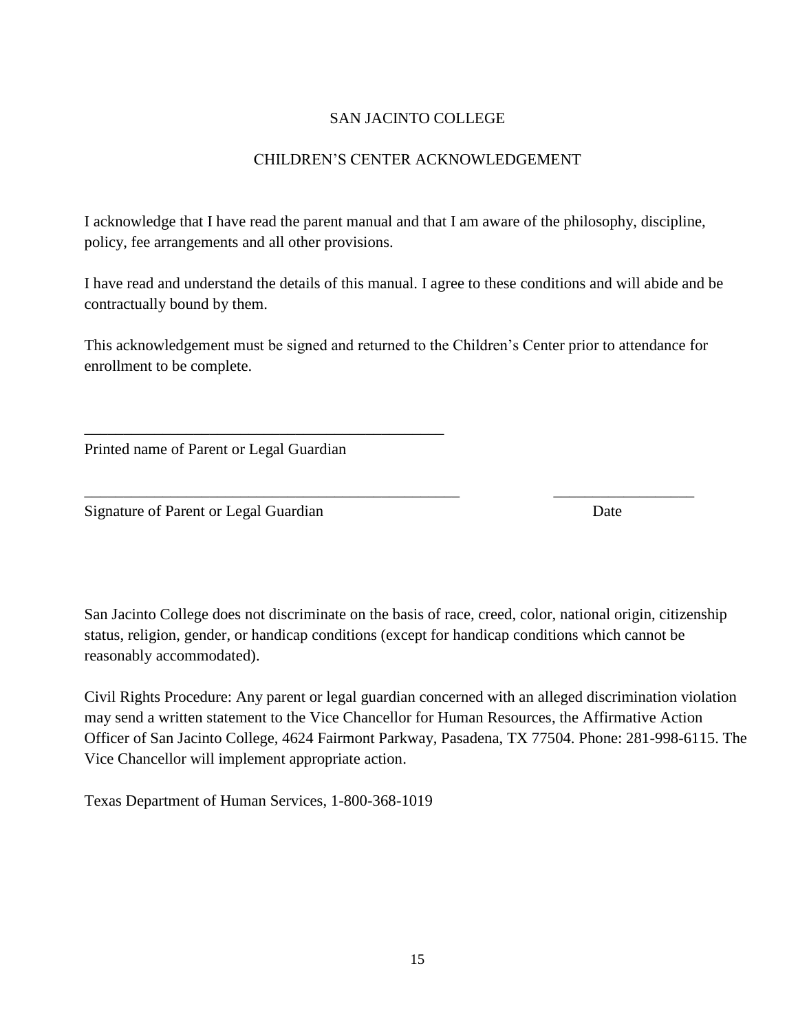# SAN JACINTO COLLEGE

## CHILDREN'S CENTER ACKNOWLEDGEMENT

I acknowledge that I have read the parent manual and that I am aware of the philosophy, discipline, policy, fee arrangements and all other provisions.

I have read and understand the details of this manual. I agree to these conditions and will abide and be contractually bound by them.

This acknowledgement must be signed and returned to the Children's Center prior to attendance for enrollment to be complete.

_______________________________________________

Printed name of Parent or Legal Guardian

_________________________________________________ __________________

Signature of Parent or Legal Guardian Date

San Jacinto College does not discriminate on the basis of race, creed, color, national origin, citizenship status, religion, gender, or handicap conditions (except for handicap conditions which cannot be reasonably accommodated).

Civil Rights Procedure: Any parent or legal guardian concerned with an alleged discrimination violation may send a written statement to the Vice Chancellor for Human Resources, the Affirmative Action Officer of San Jacinto College, 4624 Fairmont Parkway, Pasadena, TX 77504. Phone: 281-998-6115. The Vice Chancellor will implement appropriate action.

Texas Department of Human Services, 1-800-368-1019